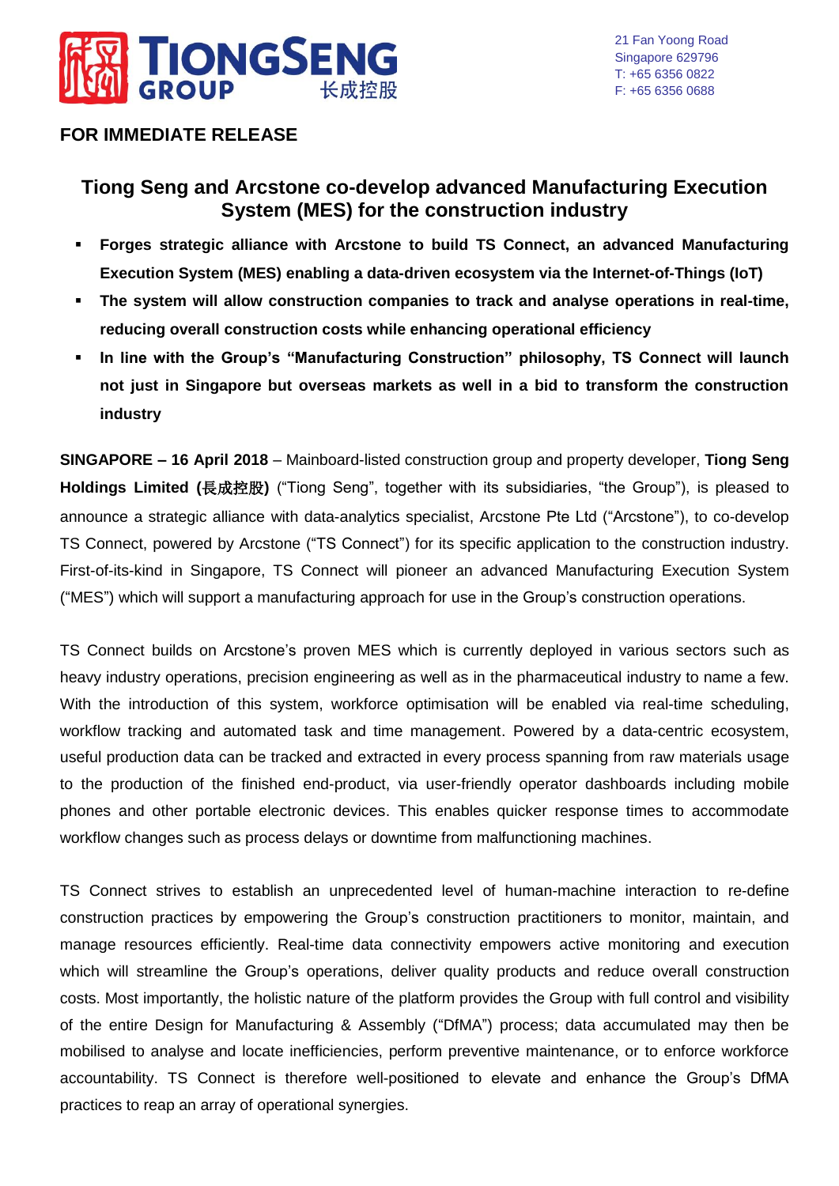**FOR IMMEDIATE RELEASE**

## Tiong Seng and Arcstone co-develop advanced Manufacturing Execution System (MES) for the construction industry

- **Forges strategic alliance with Arcstone to build TS Connect, an advanced Manufacturing Execution System (MES) enabling a data-driven ecosystem via the Internet-of-Things (IoT)**
- **The system will allow construction companies to track and analyse operations in real-time, reducing overall construction costs while enhancing operational efficiency**
- **In line with the Group's "Manufacturing Construction" philosophy, TS Connect will launch not just in Singapore but overseas markets as well in a bid to transform the construction industry**

**SINGAPORE – 16 April 2018** – Mainboard-listed construction group and property developer, **Tiong Seng Holdings Limited (長成控股)** ("Tiong Seng", together with its subsidiaries, "the Group"), is pleased to announce a strategic alliance with data-analytics specialist, Arcstone Pte Ltd ("Arcstone"), to co-develop TS Connect, powered by Arcstone ("TS Connect") for its specific application to the construction industry. First-of-its-kind in Singapore, TS Connect will pioneer an advanced Manufacturing Execution System ("MES") which will support a manufacturing approach for use in the Group's construction operations.

TS Connect builds on Arcstone's proven MES which is currently deployed in various sectors such as heavy industry operations, precision engineering as well as in the pharmaceutical industry to name a few. With the introduction of this system, workforce optimisation will be enabled via real-time scheduling, workflow tracking and automated task and time management. Powered by a data-centric ecosystem, useful production data can be tracked and extracted in every process spanning from raw materials usage to the production of the finished end-product, via user-friendly operator dashboards including mobile phones and other portable electronic devices. This enables quicker response times to accommodate workflow changes such as process delays or downtime from malfunctioning machines.

TS Connect strives to establish an unprecedented level of human-machine interaction to re-define construction practices by empowering the Group's construction practitioners to monitor, maintain, and manage resources efficiently. Real-time data connectivity empowers active monitoring and execution which will streamline the Group's operations, deliver quality products and reduce overall construction costs. Most importantly, the holistic nature of the platform provides the Group with full control and visibility of the entire Design for Manufacturing & Assembly ("DfMA") process; data accumulated may then be mobilised to analyse and locate inefficiencies, perform preventive maintenance, or to enforce workforce accountability. TS Connect is therefore well-positioned to elevate and enhance the Group's DfMA practices to reap an array of operational synergies.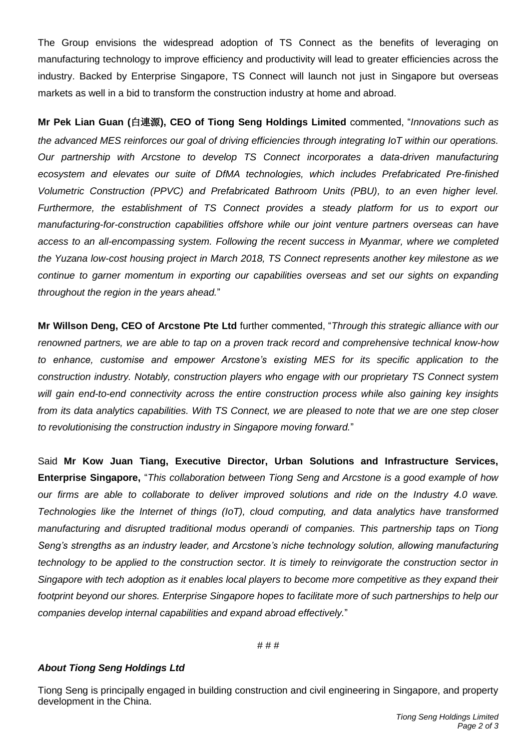The Group envisions the widespread adoption of TS Connect as the benefits of leveraging on manufacturing technology to improve efficiency and productivity will lead to greater efficiencies across the industry. Backed by Enterprise Singapore, TS Connect will launch not just in Singapore but overseas markets as well in a bid to transform the construction industry at home and abroad.

**Mr Pek Lian Guan (白連源), CEO of Tiong Seng Holdings Limited** commented, "*Innovations such as the advanced MES reinforces our goal of driving efficiencies through integrating IoT within our operations. Our partnership with Arcstone to develop TS Connect incorporates a data-driven manufacturing ecosystem and elevates our suite of DfMA technologies, which includes Prefabricated Pre-finished Volumetric Construction (PPVC) and Prefabricated Bathroom Units (PBU), to an even higher level. Furthermore, the establishment of TS Connect provides a steady platform for us to export our manufacturing-for-construction capabilities offshore while our joint venture partners overseas can have access to an all-encompassing system. Following the recent success in Myanmar, where we completed the Yuzana low-cost housing project in March 2018, TS Connect represents another key milestone as we continue to garner momentum in exporting our capabilities overseas and set our sights on expanding throughout the region in the years ahead.*"

**Mr Willson Deng, CEO of Arcstone Pte Ltd** further commented, "*Through this strategic alliance with our renowned partners, we are able to tap on a proven track record and comprehensive technical know-how to enhance, customise and empower Arcstone's existing MES for its specific application to the construction industry. Notably, construction players who engage with our proprietary TS Connect system will gain end-to-end connectivity across the entire construction process while also gaining key insights from its data analytics capabilities. With TS Connect, we are pleased to note that we are one step closer to revolutionising the construction industry in Singapore moving forward.*"

Said **Mr Kow Juan Tiang, Executive Director, Urban Solutions and Infrastructure Services, Enterprise Singapore,** "*This collaboration between Tiong Seng and Arcstone is a good example of how our firms are able to collaborate to deliver improved solutions and ride on the Industry 4.0 wave. Technologies like the Internet of things (IoT), cloud computing, and data analytics have transformed manufacturing and disrupted traditional modus operandi of companies. This partnership taps on Tiong Seng's strengths as an industry leader, and Arcstone's niche technology solution, allowing manufacturing technology to be applied to the construction sector. It is timely to reinvigorate the construction sector in Singapore with tech adoption as it enables local players to become more competitive as they expand their footprint beyond our shores. Enterprise Singapore hopes to facilitate more of such partnerships to help our companies develop internal capabilities and expand abroad effectively.*"

# # #

***About Tiong Seng Holdings Ltd***

Tiong Seng is principally engaged in building construction and civil engineering in Singapore, and property development in the China.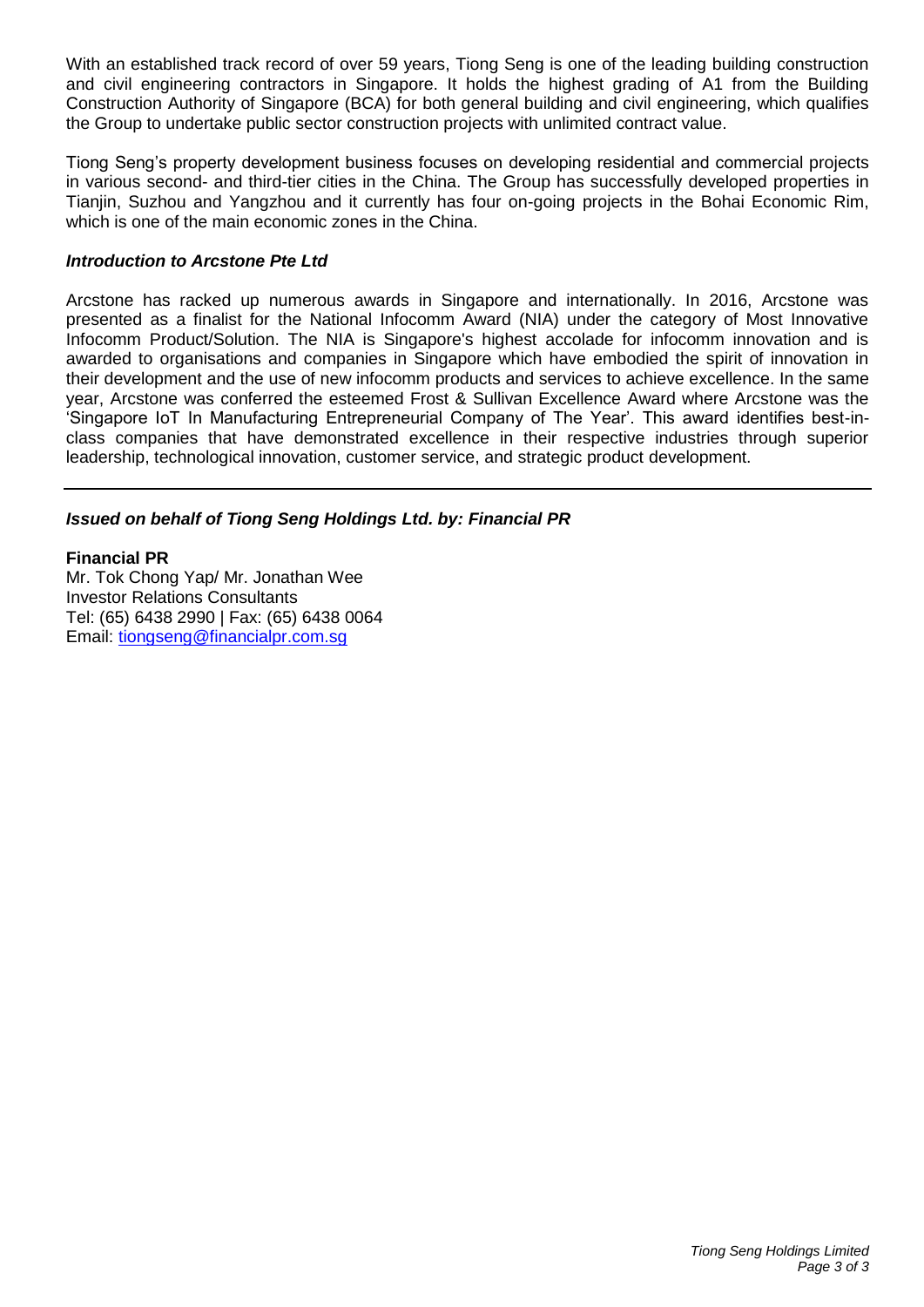With an established track record of over 59 years, Tiong Seng is one of the leading building construction and civil engineering contractors in Singapore. It holds the highest grading of A1 from the Building Construction Authority of Singapore (BCA) for both general building and civil engineering, which qualifies the Group to undertake public sector construction projects with unlimited contract value.

Tiong Seng's property development business focuses on developing residential and commercial projects in various second- and third-tier cities in the China. The Group has successfully developed properties in Tianjin, Suzhou and Yangzhou and it currently has four on-going projects in the Bohai Economic Rim, which is one of the main economic zones in the China.

***Introduction to Arcstone Pte Ltd***

Arcstone has racked up numerous awards in Singapore and internationally. In 2016, Arcstone was presented as a finalist for the National Infocomm Award (NIA) under the category of Most Innovative Infocomm Product/Solution. The NIA is Singapore's highest accolade for infocomm innovation and is awarded to organisations and companies in Singapore which have embodied the spirit of innovation in their development and the use of new infocomm products and services to achieve excellence. In the same year, Arcstone was conferred the esteemed Frost & Sullivan Excellence Award where Arcstone was the 'Singapore IoT In Manufacturing Entrepreneurial Company of The Year'. This award identifies best-in-class companies that have demonstrated excellence in their respective industries through superior leadership, technological innovation, customer service, and strategic product development.

---

***Issued on behalf of Tiong Seng Holdings Ltd. by: Financial PR***

**Financial PR**
Mr. Tok Chong Yap/ Mr. Jonathan Wee
Investor Relations Consultants
Tel: (65) 6438 2990 | Fax: (65) 6438 0064
Email: tiongseng@financialpr.com.sg